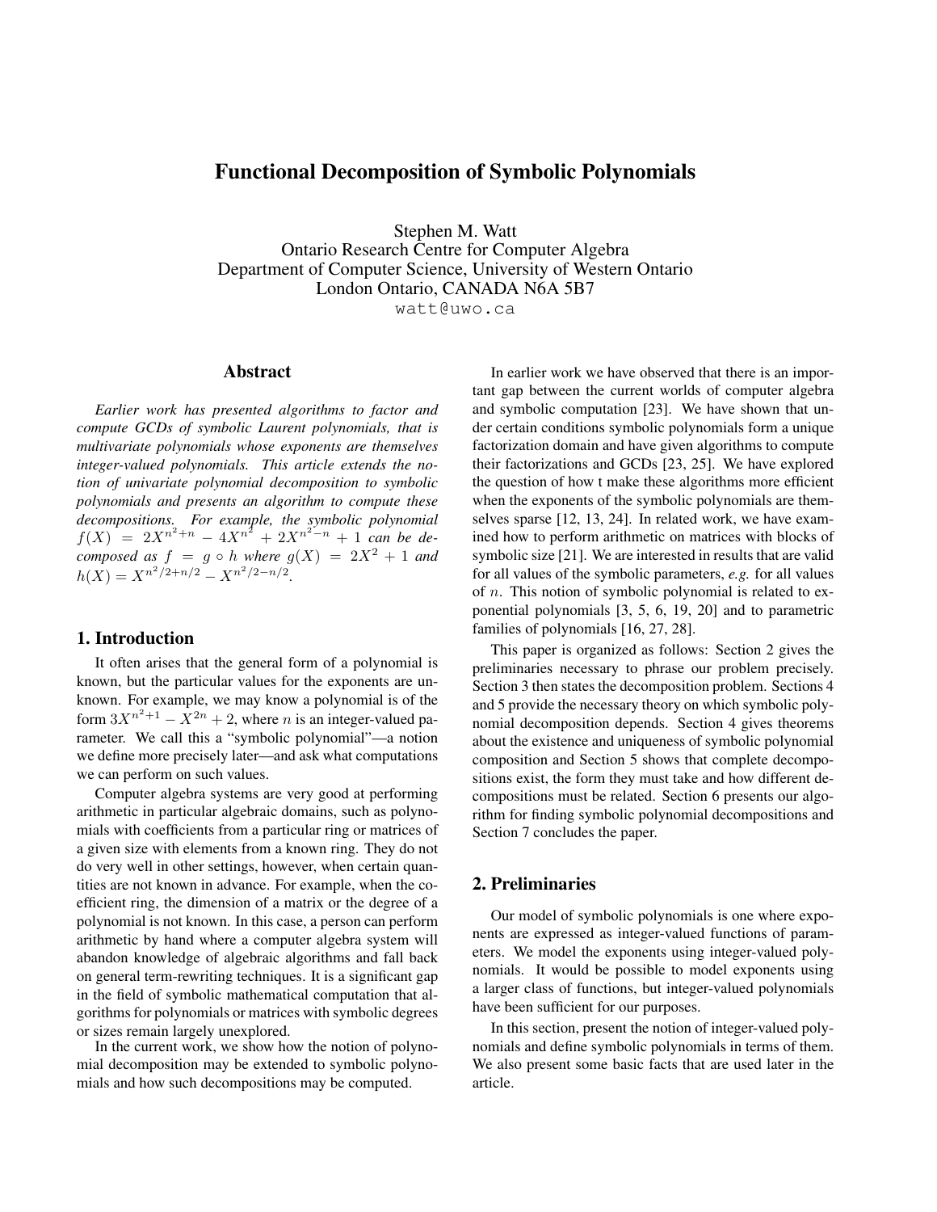# Functional Decomposition of Symbolic Polynomials

Stephen M. Watt
Ontario Research Centre for Computer Algebra
Department of Computer Science, University of Western Ontario
London Ontario, CANADA N6A 5B7
watt@uwo.ca

## Abstract

*Earlier work has presented algorithms to factor and compute GCDs of symbolic Laurent polynomials, that is multivariate polynomials whose exponents are themselves integer-valued polynomials. This article extends the notion of univariate polynomial decomposition to symbolic polynomials and presents an algorithm to compute these decompositions. For example, the symbolic polynomial $f(X) = 2X^{n^2+n} - 4X^{n^2} + 2X^{n^2-n} + 1$ can be decomposed as $f = g \circ h$ where $g(X) = 2X^2 + 1$ and $h(X) = X^{n^2/2+n/2} - X^{n^2/2-n/2}$.*

## 1. Introduction

It often arises that the general form of a polynomial is known, but the particular values for the exponents are unknown. For example, we may know a polynomial is of the form $3X^{n^2+1} - X^{2n} + 2$, where $n$ is an integer-valued parameter. We call this a "symbolic polynomial"—a notion we define more precisely later—and ask what computations we can perform on such values.

Computer algebra systems are very good at performing arithmetic in particular algebraic domains, such as polynomials with coefficients from a particular ring or matrices of a given size with elements from a known ring. They do not do very well in other settings, however, when certain quantities are not known in advance. For example, when the coefficient ring, the dimension of a matrix or the degree of a polynomial is not known. In this case, a person can perform arithmetic by hand where a computer algebra system will abandon knowledge of algebraic algorithms and fall back on general term-rewriting techniques. It is a significant gap in the field of symbolic mathematical computation that algorithms for polynomials or matrices with symbolic degrees or sizes remain largely unexplored.

In the current work, we show how the notion of polynomial decomposition may be extended to symbolic polynomials and how such decompositions may be computed.

In earlier work we have observed that there is an important gap between the current worlds of computer algebra and symbolic computation [23]. We have shown that under certain conditions symbolic polynomials form a unique factorization domain and have given algorithms to compute their factorizations and GCDs [23, 25]. We have explored the question of how t make these algorithms more efficient when the exponents of the symbolic polynomials are themselves sparse [12, 13, 24]. In related work, we have examined how to perform arithmetic on matrices with blocks of symbolic size [21]. We are interested in results that are valid for all values of the symbolic parameters, *e.g.* for all values of $n$. This notion of symbolic polynomial is related to exponential polynomials [3, 5, 6, 19, 20] and to parametric families of polynomials [16, 27, 28].

This paper is organized as follows: Section 2 gives the preliminaries necessary to phrase our problem precisely. Section 3 then states the decomposition problem. Sections 4 and 5 provide the necessary theory on which symbolic polynomial decomposition depends. Section 4 gives theorems about the existence and uniqueness of symbolic polynomial composition and Section 5 shows that complete decompositions exist, the form they must take and how different decompositions must be related. Section 6 presents our algorithm for finding symbolic polynomial decompositions and Section 7 concludes the paper.

## 2. Preliminaries

Our model of symbolic polynomials is one where exponents are expressed as integer-valued functions of parameters. We model the exponents using integer-valued polynomials. It would be possible to model exponents using a larger class of functions, but integer-valued polynomials have been sufficient for our purposes.

In this section, present the notion of integer-valued polynomials and define symbolic polynomials in terms of them. We also present some basic facts that are used later in the article.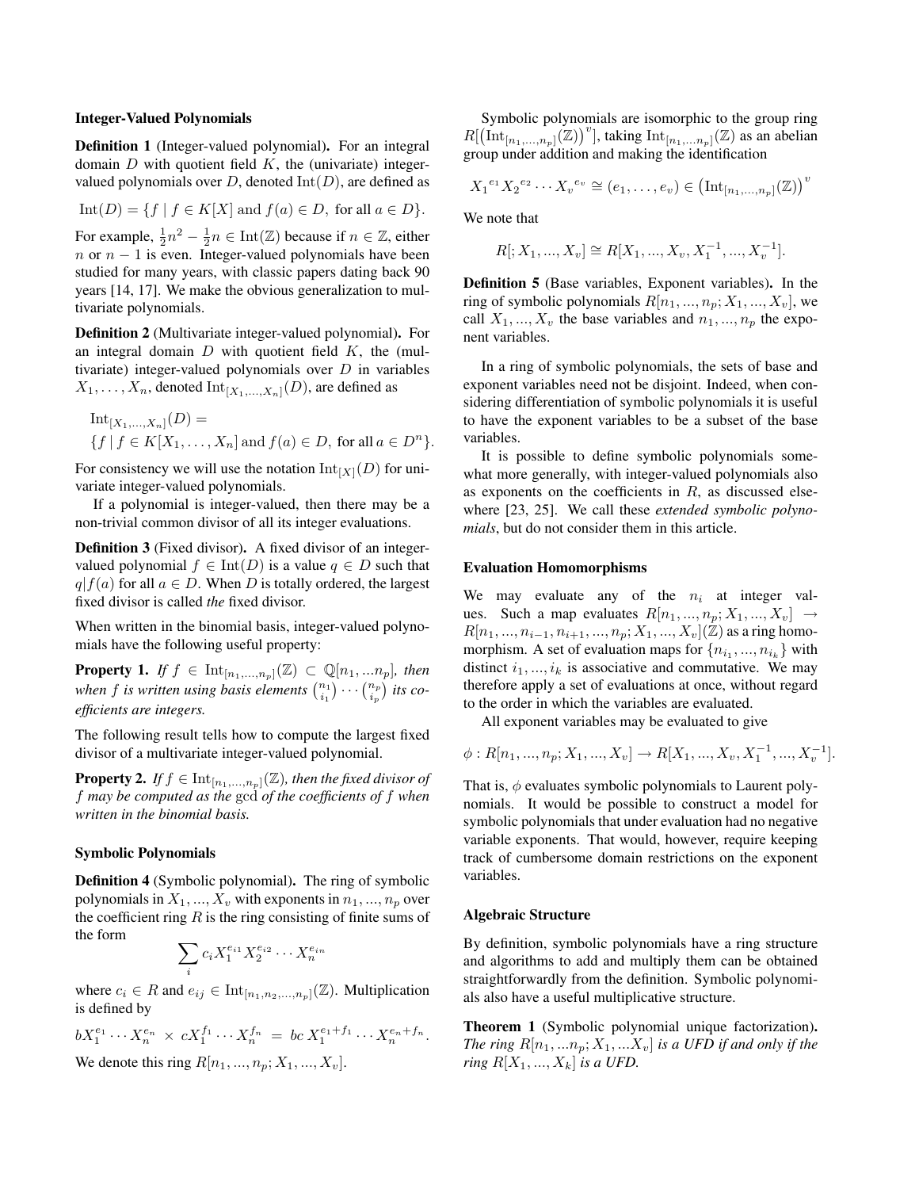### Integer-Valued Polynomials

**Definition 1** (Integer-valued polynomial)**.** For an integral domain $D$ with quotient field $K$, the (univariate) integer-valued polynomials over $D$, denoted $\mathrm{Int}(D)$, are defined as

$$\mathrm{Int}(D) = \{f \mid f \in K[X] \text{ and } f(a) \in D, \text{ for all } a \in D\}.$$

For example, $\frac{1}{2}n^2 - \frac{1}{2}n \in \mathrm{Int}(\mathbb{Z})$ because if $n \in \mathbb{Z}$, either $n$ or $n-1$ is even. Integer-valued polynomials have been studied for many years, with classic papers dating back 90 years [14, 17]. We make the obvious generalization to multivariate polynomials.

**Definition 2** (Multivariate integer-valued polynomial)**.** For an integral domain $D$ with quotient field $K$, the (multivariate) integer-valued polynomials over $D$ in variables $X_1, \ldots, X_n$, denoted $\mathrm{Int}_{[X_1,\ldots,X_n]}(D)$, are defined as

$$\mathrm{Int}_{[X_1,\ldots,X_n]}(D) = \{f \mid f \in K[X_1, \ldots, X_n] \text{ and } f(a) \in D, \text{ for all } a \in D^n\}.$$

For consistency we will use the notation $\mathrm{Int}_{[X]}(D)$ for univariate integer-valued polynomials.

If a polynomial is integer-valued, then there may be a non-trivial common divisor of all its integer evaluations.

**Definition 3** (Fixed divisor)**.** A fixed divisor of an integer-valued polynomial $f \in \mathrm{Int}(D)$ is a value $q \in D$ such that $q|f(a)$ for all $a \in D$. When $D$ is totally ordered, the largest fixed divisor is called *the* fixed divisor.

When written in the binomial basis, integer-valued polynomials have the following useful property:

**Property 1.** *If $f \in \mathrm{Int}_{[n_1,\ldots,n_p]}(\mathbb{Z}) \subset \mathbb{Q}[n_1, \ldots n_p]$, then when $f$ is written using basis elements $\binom{n_1}{i_1} \cdots \binom{n_p}{i_p}$ its coefficients are integers.*

The following result tells how to compute the largest fixed divisor of a multivariate integer-valued polynomial.

**Property 2.** *If $f \in \mathrm{Int}_{[n_1,\ldots,n_p]}(\mathbb{Z})$, then the fixed divisor of $f$ may be computed as the* gcd *of the coefficients of $f$ when written in the binomial basis.*

### Symbolic Polynomials

**Definition 4** (Symbolic polynomial)**.** The ring of symbolic polynomials in $X_1, \ldots, X_v$ with exponents in $n_1, \ldots, n_p$ over the coefficient ring $R$ is the ring consisting of finite sums of the form

$$\sum_i c_i X_1^{e_{i1}} X_2^{e_{i2}} \cdots X_n^{e_{in}}$$

where $c_i \in R$ and $e_{ij} \in \mathrm{Int}_{[n_1,n_2,\ldots,n_p]}(\mathbb{Z})$. Multiplication is defined by

$$bX_1^{e_1} \cdots X_n^{e_n} \times cX_1^{f_1} \cdots X_n^{f_n} = bc\, X_1^{e_1+f_1} \cdots X_n^{e_n+f_n}.$$

We denote this ring $R[n_1, \ldots, n_p; X_1, \ldots, X_v]$.

Symbolic polynomials are isomorphic to the group ring $R[\left(\mathrm{Int}_{[n_1,\ldots,n_p]}(\mathbb{Z})\right)^v]$, taking $\mathrm{Int}_{[n_1,\ldots n_p]}(\mathbb{Z})$ as an abelian group under addition and making the identification

$${X_1}^{e_1} {X_2}^{e_2} \cdots {X_v}^{e_v} \cong (e_1, \ldots, e_v) \in \left(\mathrm{Int}_{[n_1,\ldots,n_p]}(\mathbb{Z})\right)^v$$

We note that

$$R[; X_1, \ldots, X_v] \cong R[X_1, \ldots, X_v, X_1^{-1}, \ldots, X_v^{-1}].$$

**Definition 5** (Base variables, Exponent variables)**.** In the ring of symbolic polynomials $R[n_1, \ldots, n_p; X_1, \ldots, X_v]$, we call $X_1, \ldots, X_v$ the base variables and $n_1, \ldots, n_p$ the exponent variables.

In a ring of symbolic polynomials, the sets of base and exponent variables need not be disjoint. Indeed, when considering differentiation of symbolic polynomials it is useful to have the exponent variables to be a subset of the base variables.

It is possible to define symbolic polynomials somewhat more generally, with integer-valued polynomials also as exponents on the coefficients in $R$, as discussed elsewhere [23, 25]. We call these *extended symbolic polynomials*, but do not consider them in this article.

### Evaluation Homomorphisms

We may evaluate any of the $n_i$ at integer values. Such a map evaluates $R[n_1, \ldots, n_p; X_1, \ldots, X_v] \to R[n_1, \ldots, n_{i-1}, n_{i+1}, \ldots, n_p; X_1, \ldots, X_v](\mathbb{Z})$ as a ring homomorphism. A set of evaluation maps for $\{n_{i_1}, \ldots, n_{i_k}\}$ with distinct $i_1, \ldots, i_k$ is associative and commutative. We may therefore apply a set of evaluations at once, without regard to the order in which the variables are evaluated.

All exponent variables may be evaluated to give

$$\phi : R[n_1, \ldots, n_p; X_1, \ldots, X_v] \to R[X_1, \ldots, X_v, X_1^{-1}, \ldots, X_v^{-1}].$$

That is, $\phi$ evaluates symbolic polynomials to Laurent polynomials. It would be possible to construct a model for symbolic polynomials that under evaluation had no negative variable exponents. That would, however, require keeping track of cumbersome domain restrictions on the exponent variables.

### Algebraic Structure

By definition, symbolic polynomials have a ring structure and algorithms to add and multiply them can be obtained straightforwardly from the definition. Symbolic polynomials also have a useful multiplicative structure.

**Theorem 1** (Symbolic polynomial unique factorization)**.** *The ring $R[n_1, \ldots n_p; X_1, \ldots X_v]$ is a UFD if and only if the ring $R[X_1, \ldots, X_k]$ is a UFD.*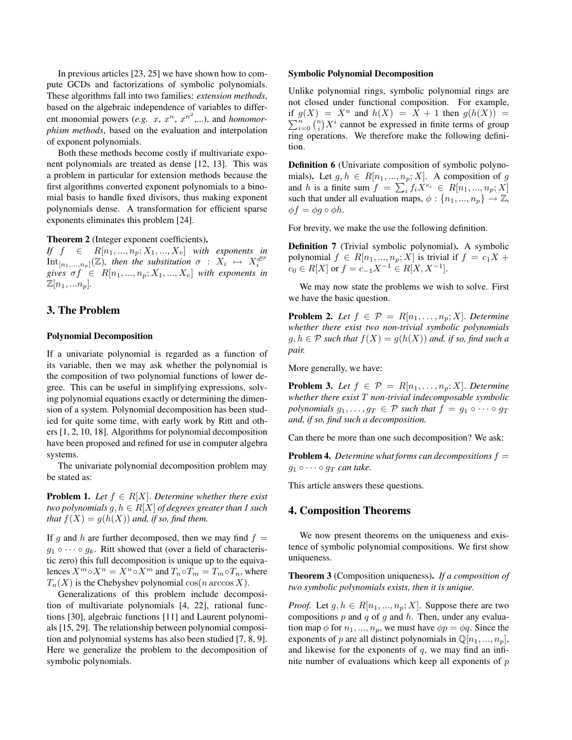In previous articles [23, 25] we have shown how to compute GCDs and factorizations of symbolic polynomials. These algorithms fall into two families: *extension methods*, based on the algebraic independence of variables to different monomial powers (*e.g.* $x$, $x^n$, $x^{n^2}$,...), and *homomorphism methods*, based on the evaluation and interpolation of exponent polynomials.

Both these methods become costly if multivariate exponent polynomials are treated as dense [12, 13]. This was a problem in particular for extension methods because the first algorithms converted exponent polynomials to a binomial basis to handle fixed divisors, thus making exponent polynomials dense. A transformation for efficient sparse exponents eliminates this problem [24].

**Theorem 2** (Integer exponent coefficients)**.**
*If $f \in R[n_1, ..., n_p; X_1, ..., X_v]$ with exponents in $\mathrm{Int}_{[n_1,...,n_p]}(\mathbb{Z})$, then the substitution $\sigma : X_i \mapsto X_i^{d!^p}$ gives $\sigma f \in R[n_1, ..., n_p; X_1, ..., X_v]$ with exponents in $\mathbb{Z}[n_1, ...n_p]$.*

## 3. The Problem

### Polynomial Decomposition

If a univariate polynomial is regarded as a function of its variable, then we may ask whether the polynomial is the composition of two polynomial functions of lower degree. This can be useful in simplifying expressions, solving polynomial equations exactly or determining the dimension of a system. Polynomial decomposition has been studied for quite some time, with early work by Ritt and others [1, 2, 10, 18]. Algorithms for polynomial decomposition have been proposed and refined for use in computer algebra systems.

The univariate polynomial decomposition problem may be stated as:

**Problem 1.** *Let $f \in R[X]$. Determine whether there exist two polynomials $g, h \in R[X]$ of degrees greater than 1 such that $f(X) = g(h(X))$ and, if so, find them.*

If $g$ and $h$ are further decomposed, then we may find $f = g_1 \circ \cdots \circ g_k$. Ritt showed that (over a field of characteristic zero) this full decomposition is unique up to the equivalences $X^m \circ X^n = X^n \circ X^m$ and $T_n \circ T_m = T_m \circ T_n$, where $T_n(X)$ is the Chebyshev polynomial $\cos(n \arccos X)$.

Generalizations of this problem include decomposition of multivariate polynomials [4, 22], rational functions [30], algebraic functions [11] and Laurent polynomials [15, 29]. The relationship between polynomial composition and polynomial systems has also been studied [7, 8, 9]. Here we generalize the problem to the decomposition of symbolic polynomials.

### Symbolic Polynomial Decomposition

Unlike polynomial rings, symbolic polynomial rings are not closed under functional composition. For example, if $g(X) = X^n$ and $h(X) = X + 1$ then $g(h(X)) = \sum_{i=0}^{n} \binom{n}{i} X^i$ cannot be expressed in finite terms of group ring operations. We therefore make the following definition.

**Definition 6** (Univariate composition of symbolic polynomials)**.** Let $g, h \in R[n_1, ..., n_p; X]$. A composition of $g$ and $h$ is a finite sum $f = \sum_i f_i X^{e_i} \in R[n_1, ..., n_p; X]$ such that under all evaluation maps, $\phi : \{n_1, ..., n_p\} \to \mathbb{Z}$, $\phi f = \phi g \circ \phi h$.

For brevity, we make the use the following definition.

**Definition 7** (Trivial symbolic polynomial)**.** A symbolic polynomial $f \in R[n_1, ..., n_p; X]$ is trivial if $f = c_1 X + c_0 \in R[X]$ or $f = c_{-1} X^{-1} \in R[X, X^{-1}]$.

We may now state the problems we wish to solve. First we have the basic question.

**Problem 2.** *Let $f \in \mathcal{P} = R[n_1, \ldots, n_p; X]$. Determine whether there exist two non-trivial symbolic polynomials $g, h \in \mathcal{P}$ such that $f(X) = g(h(X))$ and, if so, find such a pair.*

More generally, we have:

**Problem 3.** *Let $f \in \mathcal{P} = R[n_1, \ldots, n_p; X]$. Determine whether there exist $T$ non-trivial indecomposable symbolic polynomials $g_1, \ldots, g_T \in \mathcal{P}$ such that $f = g_1 \circ \cdots \circ g_T$ and, if so, find such a decomposition.*

Can there be more than one such decomposition? We ask:

**Problem 4.** *Determine what forms can decompositions $f = g_1 \circ \cdots \circ g_T$ can take.*

This article answers these questions.

## 4. Composition Theorems

We now present theorems on the uniqueness and existence of symbolic polynomial compositions. We first show uniqueness.

**Theorem 3** (Composition uniqueness)**.** *If a composition of two symbolic polynomials exists, then it is unique.*

*Proof.* Let $g, h \in R[n_1, ..., n_p; X]$. Suppose there are two compositions $p$ and $q$ of $g$ and $h$. Then, under any evaluation map $\phi$ for $n_1, ..., n_p$, we must have $\phi p = \phi q$. Since the exponents of $p$ are all distinct polynomials in $\mathbb{Q}[n_1, ..., n_p]$, and likewise for the exponents of $q$, we may find an infinite number of evaluations which keep all exponents of $p$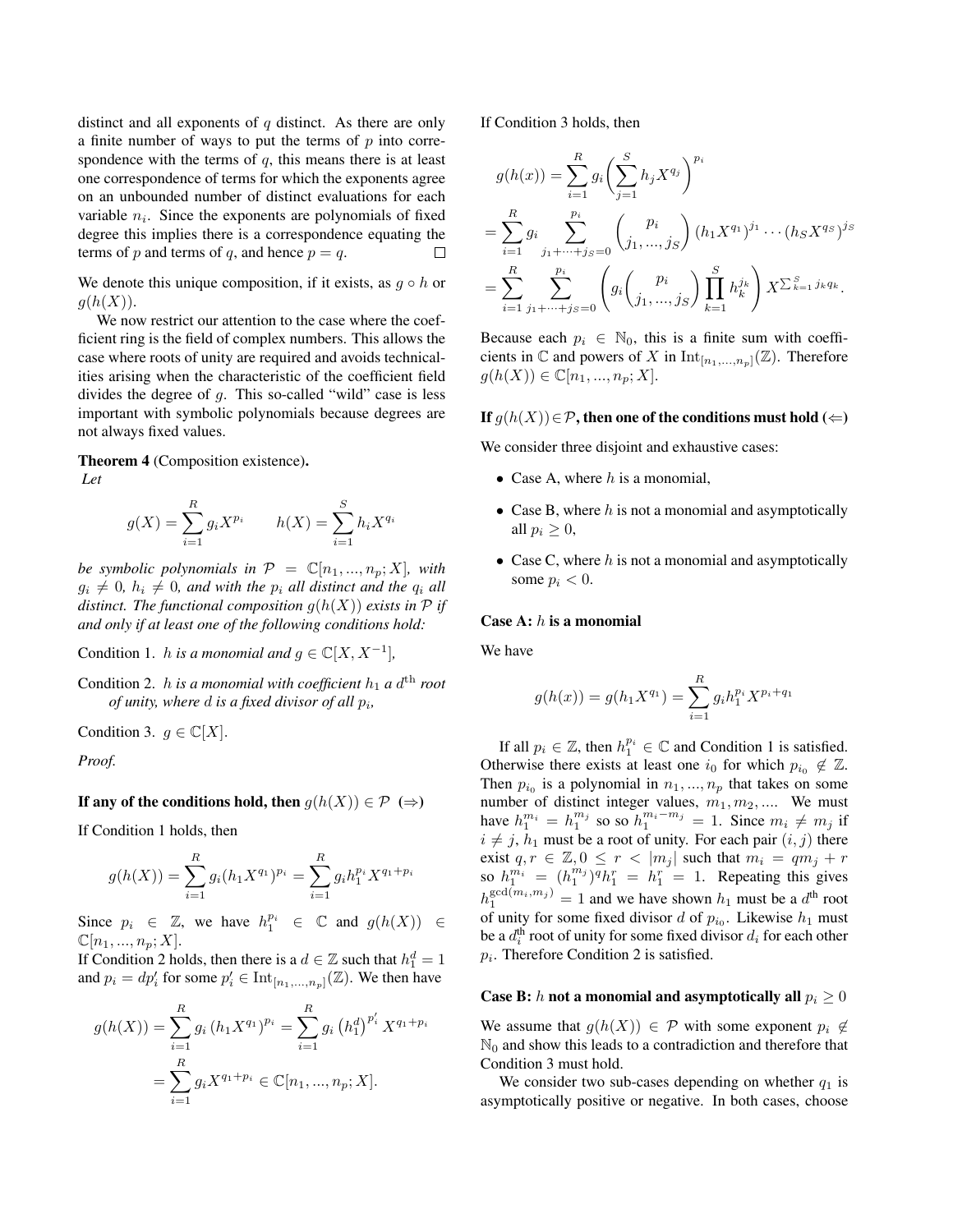distinct and all exponents of $q$ distinct. As there are only a finite number of ways to put the terms of $p$ into correspondence with the terms of $q$, this means there is at least one correspondence of terms for which the exponents agree on an unbounded number of distinct evaluations for each variable $n_i$. Since the exponents are polynomials of fixed degree this implies there is a correspondence equating the terms of $p$ and terms of $q$, and hence $p = q$. $\square$

We denote this unique composition, if it exists, as $g \circ h$ or $g(h(X))$.

We now restrict our attention to the case where the coefficient ring is the field of complex numbers. This allows the case where roots of unity are required and avoids technicalities arising when the characteristic of the coefficient field divides the degree of $g$. This so-called "wild" case is less important with symbolic polynomials because degrees are not always fixed values.

**Theorem 4** (Composition existence)**.**
*Let*

$$g(X) = \sum_{i=1}^{R} g_i X^{p_i} \qquad h(X) = \sum_{i=1}^{S} h_i X^{q_i}$$

*be symbolic polynomials in $\mathcal{P} = \mathbb{C}[n_1, ..., n_p; X]$, with $g_i \neq 0$, $h_i \neq 0$, and with the $p_i$ all distinct and the $q_i$ all distinct. The functional composition $g(h(X))$ exists in $\mathcal{P}$ if and only if at least one of the following conditions hold:*

Condition 1. *$h$ is a monomial and $g \in \mathbb{C}[X, X^{-1}]$,*

Condition 2. *$h$ is a monomial with coefficient $h_1$ a $d^{\text{th}}$ root of unity, where $d$ is a fixed divisor of all $p_i$,*

Condition 3. *$g \in \mathbb{C}[X]$.*

*Proof.*

#### If any of the conditions hold, then $g(h(X)) \in \mathcal{P}$ ($\Rightarrow$)

If Condition 1 holds, then

$$g(h(X)) = \sum_{i=1}^{R} g_i (h_1 X^{q_1})^{p_i} = \sum_{i=1}^{R} g_i h_1^{p_i} X^{q_1 + p_i}$$

Since $p_i \in \mathbb{Z}$, we have $h_1^{p_i} \in \mathbb{C}$ and $g(h(X)) \in \mathbb{C}[n_1, ..., n_p; X]$.
If Condition 2 holds, then there is a $d \in \mathbb{Z}$ such that $h_1^d = 1$ and $p_i = d p_i'$ for some $p_i' \in \text{Int}_{[n_1,...,n_p]}(\mathbb{Z})$. We then have

$$\begin{aligned} g(h(X)) &= \sum_{i=1}^{R} g_i \left(h_1 X^{q_1}\right)^{p_i} = \sum_{i=1}^{R} g_i \left(h_1^d\right)^{p_i'} X^{q_1 + p_i} \\ &= \sum_{i=1}^{R} g_i X^{q_1 + p_i} \in \mathbb{C}[n_1, ..., n_p; X]. \end{aligned}$$

If Condition 3 holds, then

$$\begin{aligned} g(h(x)) &= \sum_{i=1}^{R} g_i \bigg( \sum_{j=1}^{S} h_j X^{q_j} \bigg)^{p_i} \\ &= \sum_{i=1}^{R} g_i \sum_{j_1 + \cdots + j_S = 0}^{p_i} \binom{p_i}{j_1, ..., j_S} (h_1 X^{q_1})^{j_1} \cdots (h_S X^{q_S})^{j_S} \\ &= \sum_{i=1}^{R} \sum_{j_1 + \cdots + j_S = 0}^{p_i} \left( g_i \binom{p_i}{j_1, ..., j_S} \prod_{k=1}^{S} h_k^{j_k} \right) X^{\sum_{k=1}^{S} j_k q_k}. \end{aligned}$$

Because each $p_i \in \mathbb{N}_0$, this is a finite sum with coefficients in $\mathbb{C}$ and powers of $X$ in $\text{Int}_{[n_1,...,n_p]}(\mathbb{Z})$. Therefore $g(h(X)) \in \mathbb{C}[n_1, ..., n_p; X]$.

#### If $g(h(X)) \in \mathcal{P}$, then one of the conditions must hold ($\Leftarrow$)

We consider three disjoint and exhaustive cases:

- Case A, where $h$ is a monomial,
- Case B, where $h$ is not a monomial and asymptotically all $p_i \geq 0$,
- Case C, where $h$ is not a monomial and asymptotically some $p_i < 0$.

#### Case A: $h$ is a monomial

We have

$$g(h(x)) = g(h_1 X^{q_1}) = \sum_{i=1}^{R} g_i h_1^{p_i} X^{p_i + q_1}$$

If all $p_i \in \mathbb{Z}$, then $h_1^{p_i} \in \mathbb{C}$ and Condition 1 is satisfied. Otherwise there exists at least one $i_0$ for which $p_{i_0} \notin \mathbb{Z}$. Then $p_{i_0}$ is a polynomial in $n_1, ..., n_p$ that takes on some number of distinct integer values, $m_1, m_2, ....$ We must have $h_1^{m_i} = h_1^{m_j}$ so so $h_1^{m_i - m_j} = 1$. Since $m_i \neq m_j$ if $i \neq j$, $h_1$ must be a root of unity. For each pair $(i, j)$ there exist $q, r \in \mathbb{Z}, 0 \leq r < |m_j|$ such that $m_i = q m_j + r$ so $h_1^{m_i} = (h_1^{m_j})^q h_1^r = h_1^r = 1$. Repeating this gives $h_1^{\gcd(m_i, m_j)} = 1$ and we have shown $h_1$ must be a $d^{\text{th}}$ root of unity for some fixed divisor $d$ of $p_{i_0}$. Likewise $h_1$ must be a $d_i^{\text{th}}$ root of unity for some fixed divisor $d_i$ for each other $p_i$. Therefore Condition 2 is satisfied.

#### Case B: $h$ not a monomial and asymptotically all $p_i \geq 0$

We assume that $g(h(X)) \in \mathcal{P}$ with some exponent $p_i \notin \mathbb{N}_0$ and show this leads to a contradiction and therefore that Condition 3 must hold.

We consider two sub-cases depending on whether $q_1$ is asymptotically positive or negative. In both cases, choose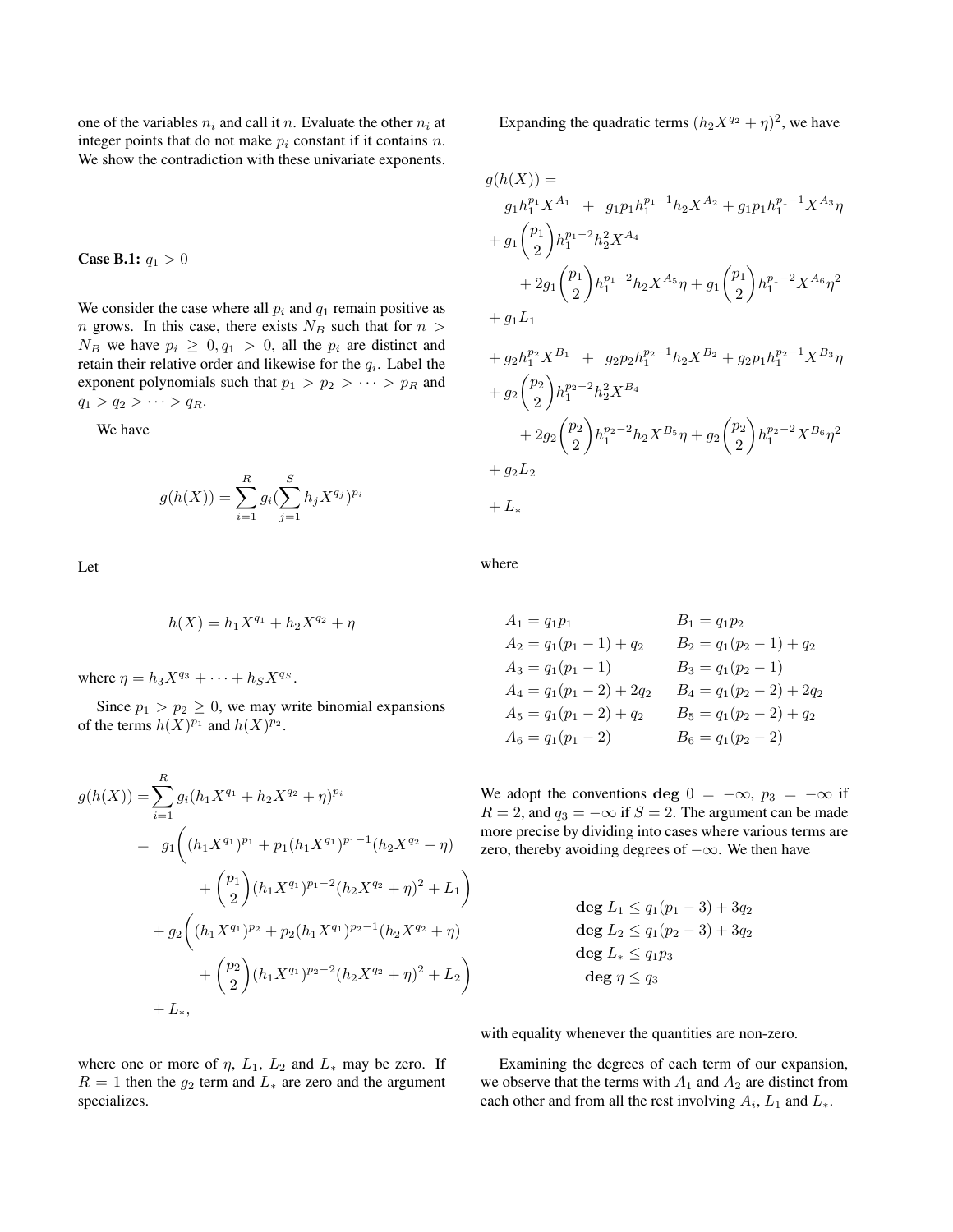one of the variables $n_i$ and call it $n$. Evaluate the other $n_i$ at integer points that do not make $p_i$ constant if it contains $n$. We show the contradiction with these univariate exponents.

**Case B.1:** $q_1 > 0$

We consider the case where all $p_i$ and $q_1$ remain positive as $n$ grows. In this case, there exists $N_B$ such that for $n > N_B$ we have $p_i \geq 0, q_1 > 0$, all the $p_i$ are distinct and retain their relative order and likewise for the $q_i$. Label the exponent polynomials such that $p_1 > p_2 > \cdots > p_R$ and $q_1 > q_2 > \cdots > q_R$.

We have

$$g(h(X)) = \sum_{i=1}^{R} g_i (\sum_{j=1}^{S} h_j X^{q_j})^{p_i}$$

Let

$$h(X) = h_1 X^{q_1} + h_2 X^{q_2} + \eta$$

where $\eta = h_3 X^{q_3} + \cdots + h_S X^{q_S}$.

Since $p_1 > p_2 \geq 0$, we may write binomial expansions of the terms $h(X)^{p_1}$ and $h(X)^{p_2}$.

$$\begin{aligned}
g(h(X)) =& \sum_{i=1}^{R} g_i (h_1 X^{q_1} + h_2 X^{q_2} + \eta)^{p_i} \\
=\;& g_1 \bigg( (h_1 X^{q_1})^{p_1} + p_1 (h_1 X^{q_1})^{p_1 - 1} (h_2 X^{q_2} + \eta) \\
& \qquad + \binom{p_1}{2} (h_1 X^{q_1})^{p_1 - 2} (h_2 X^{q_2} + \eta)^2 + L_1 \bigg) \\
& + g_2 \bigg( (h_1 X^{q_1})^{p_2} + p_2 (h_1 X^{q_1})^{p_2 - 1} (h_2 X^{q_2} + \eta) \\
& \qquad + \binom{p_2}{2} (h_1 X^{q_1})^{p_2 - 2} (h_2 X^{q_2} + \eta)^2 + L_2 \bigg) \\
& + L_*,
\end{aligned}$$

where one or more of $\eta$, $L_1$, $L_2$ and $L_*$ may be zero. If $R = 1$ then the $g_2$ term and $L_*$ are zero and the argument specializes.

Expanding the quadratic terms $(h_2 X^{q_2} + \eta)^2$, we have

$$\begin{aligned}
& g(h(X)) = \\
& \quad g_1 h_1^{p_1} X^{A_1} \;+\; g_1 p_1 h_1^{p_1 - 1} h_2 X^{A_2} + g_1 p_1 h_1^{p_1 - 1} X^{A_3} \eta \\
& + g_1 \binom{p_1}{2} h_1^{p_1 - 2} h_2^2 X^{A_4} \\
& \qquad + 2 g_1 \binom{p_1}{2} h_1^{p_1 - 2} h_2 X^{A_5} \eta + g_1 \binom{p_1}{2} h_1^{p_1 - 2} X^{A_6} \eta^2 \\
& + g_1 L_1 \\
& + g_2 h_1^{p_2} X^{B_1} \;+\; g_2 p_2 h_1^{p_2 - 1} h_2 X^{B_2} + g_2 p_1 h_1^{p_2 - 1} X^{B_3} \eta \\
& + g_2 \binom{p_2}{2} h_1^{p_2 - 2} h_2^2 X^{B_4} \\
& \qquad + 2 g_2 \binom{p_2}{2} h_1^{p_2 - 2} h_2 X^{B_5} \eta + g_2 \binom{p_2}{2} h_1^{p_2 - 2} X^{B_6} \eta^2 \\
& + g_2 L_2 \\
& + L_*
\end{aligned}$$

where

$$\begin{aligned}
A_1 &= q_1 p_1 & B_1 &= q_1 p_2 \\
A_2 &= q_1 (p_1 - 1) + q_2 & B_2 &= q_1 (p_2 - 1) + q_2 \\
A_3 &= q_1 (p_1 - 1) & B_3 &= q_1 (p_2 - 1) \\
A_4 &= q_1 (p_1 - 2) + 2 q_2 & B_4 &= q_1 (p_2 - 2) + 2 q_2 \\
A_5 &= q_1 (p_1 - 2) + q_2 & B_5 &= q_1 (p_2 - 2) + q_2 \\
A_6 &= q_1 (p_1 - 2) & B_6 &= q_1 (p_2 - 2)
\end{aligned}$$

We adopt the conventions $\mathbf{deg}\ 0 = -\infty$, $p_3 = -\infty$ if $R = 2$, and $q_3 = -\infty$ if $S = 2$. The argument can be made more precise by dividing into cases where various terms are zero, thereby avoiding degrees of $-\infty$. We then have

$$\begin{aligned}
\mathbf{deg}\ L_1 &\leq q_1 (p_1 - 3) + 3 q_2 \\
\mathbf{deg}\ L_2 &\leq q_1 (p_2 - 3) + 3 q_2 \\
\mathbf{deg}\ L_* &\leq q_1 p_3 \\
\mathbf{deg}\ \eta &\leq q_3
\end{aligned}$$

with equality whenever the quantities are non-zero.

Examining the degrees of each term of our expansion, we observe that the terms with $A_1$ and $A_2$ are distinct from each other and from all the rest involving $A_i$, $L_1$ and $L_*$.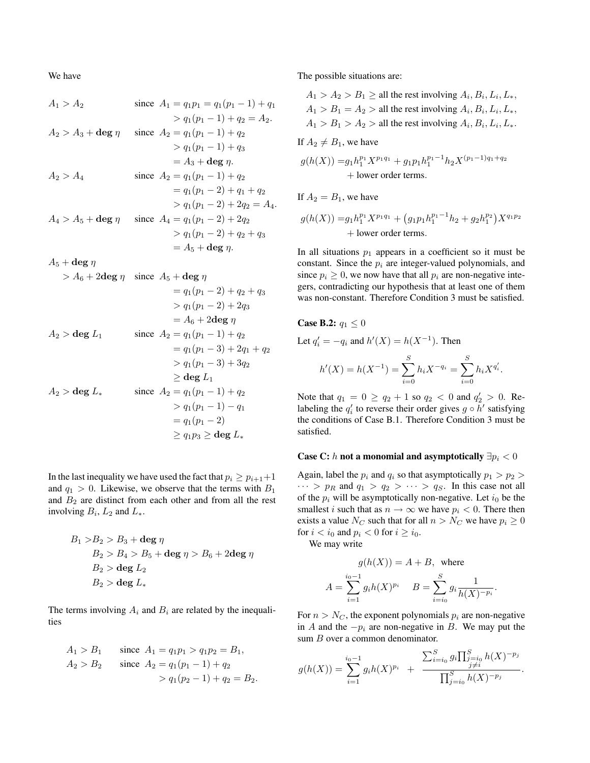We have

$$
\begin{aligned}
A_1 > A_2 \qquad & \text{since } A_1 = q_1 p_1 = q_1(p_1-1) + q_1 \\
& \qquad > q_1(p_1-1) + q_2 = A_2. \\
A_2 > A_3 + \mathbf{deg}\,\eta \qquad & \text{since } A_2 = q_1(p_1-1) + q_2 \\
& \qquad > q_1(p_1-1) + q_3 \\
& \qquad = A_3 + \mathbf{deg}\,\eta. \\
A_2 > A_4 \qquad & \text{since } A_2 = q_1(p_1-1) + q_2 \\
& \qquad = q_1(p_1-2) + q_1 + q_2 \\
& \qquad > q_1(p_1-2) + 2q_2 = A_4. \\
A_4 > A_5 + \mathbf{deg}\,\eta \qquad & \text{since } A_4 = q_1(p_1-2) + 2q_2 \\
& \qquad > q_1(p_1-2) + q_2 + q_3 \\
& \qquad = A_5 + \mathbf{deg}\,\eta. \\
A_5 + \mathbf{deg}\,\eta & \\
> A_6 + 2\mathbf{deg}\,\eta \qquad & \text{since } A_5 + \mathbf{deg}\,\eta \\
& \qquad = q_1(p_1-2) + q_2 + q_3 \\
& \qquad > q_1(p_1-2) + 2q_3 \\
& \qquad = A_6 + 2\mathbf{deg}\,\eta \\
A_2 > \mathbf{deg}\,L_1 \qquad & \text{since } A_2 = q_1(p_1-1) + q_2 \\
& \qquad = q_1(p_1-3) + 2q_1 + q_2 \\
& \qquad > q_1(p_1-3) + 3q_2 \\
& \qquad \geq \mathbf{deg}\,L_1 \\
A_2 > \mathbf{deg}\,L_* \qquad & \text{since } A_2 = q_1(p_1-1) + q_2 \\
& \qquad > q_1(p_1-1) - q_1 \\
& \qquad = q_1(p_1-2) \\
& \qquad \geq q_1 p_3 \geq \mathbf{deg}\,L_*
\end{aligned}
$$

In the last inequality we have used the fact that $p_i \geq p_{i+1}+1$ and $q_1 > 0$. Likewise, we observe that the terms with $B_1$ and $B_2$ are distinct from each other and from all the rest involving $B_i$, $L_2$ and $L_*$.

$$
\begin{aligned}
B_1 > & B_2 > B_3 + \mathbf{deg}\,\eta \\
& B_2 > B_4 > B_5 + \mathbf{deg}\,\eta > B_6 + 2\mathbf{deg}\,\eta \\
& B_2 > \mathbf{deg}\,L_2 \\
& B_2 > \mathbf{deg}\,L_*
\end{aligned}
$$

The terms involving $A_i$ and $B_i$ are related by the inequalities

$$
\begin{aligned}
A_1 > B_1 \qquad & \text{since } A_1 = q_1 p_1 > q_1 p_2 = B_1, \\
A_2 > B_2 \qquad & \text{since } A_2 = q_1(p_1-1) + q_2 \\
& \qquad > q_1(p_2-1) + q_2 = B_2.
\end{aligned}
$$

The possible situations are:

$$
\begin{aligned}
& A_1 > A_2 > B_1 \geq \text{all the rest involving } A_i, B_i, L_i, L_*, \\
& A_1 > B_1 = A_2 > \text{all the rest involving } A_i, B_i, L_i, L_*, \\
& A_1 > B_1 > A_2 > \text{all the rest involving } A_i, B_i, L_i, L_*.
\end{aligned}
$$

If $A_2 \neq B_1$, we have

$$
\begin{aligned}
g(h(X)) = & g_1 h_1^{p_1} X^{p_1 q_1} + g_1 p_1 h_1^{p_1-1} h_2 X^{(p_1-1)q_1+q_2} \\
& + \text{lower order terms}.
\end{aligned}
$$

If $A_2 = B_1$, we have

$$
\begin{aligned}
g(h(X)) = & g_1 h_1^{p_1} X^{p_1 q_1} + \left(g_1 p_1 h_1^{p_1-1} h_2 + g_2 h_1^{p_2}\right) X^{q_1 p_2} \\
& + \text{lower order terms}.
\end{aligned}
$$

In all situations $p_1$ appears in a coefficient so it must be constant. Since the $p_i$ are integer-valued polynomials, and since $p_i \geq 0$, we now have that all $p_i$ are non-negative integers, contradicting our hypothesis that at least one of them was non-constant. Therefore Condition 3 must be satisfied.

**Case B.2:** $q_1 \leq 0$

Let $q_i' = -q_i$ and $h'(X) = h(X^{-1})$. Then

$$
h'(X) = h(X^{-1}) = \sum_{i=0}^{S} h_i X^{-q_i} = \sum_{i=0}^{S} h_i X^{q_i'}.
$$

Note that $q_1 = 0 \geq q_2 + 1$ so $q_2 < 0$ and $q_2' > 0$. Relabeling the $q_i'$ to reverse their order gives $g \circ h'$ satisfying the conditions of Case B.1. Therefore Condition 3 must be satisfied.

**Case C: $h$ not a monomial and asymptotically $\exists p_i < 0$**

Again, label the $p_i$ and $q_i$ so that asymptotically $p_1 > p_2 > \cdots > p_R$ and $q_1 > q_2 > \cdots > q_S$. In this case not all of the $p_i$ will be asymptotically non-negative. Let $i_0$ be the smallest $i$ such that as $n \to \infty$ we have $p_i < 0$. There then exists a value $N_C$ such that for all $n > N_C$ we have $p_i \geq 0$ for $i < i_0$ and $p_i < 0$ for $i \geq i_0$.

We may write

$$
g(h(X)) = A + B, \quad \text{where}
$$

$$
A = \sum_{i=1}^{i_0-1} g_i h(X)^{p_i} \qquad B = \sum_{i=i_0}^{S} g_i \frac{1}{h(X)^{-p_i}}.
$$

For $n > N_C$, the exponent polynomials $p_i$ are non-negative in $A$ and the $-p_i$ are non-negative in $B$. We may put the sum $B$ over a common denominator.

$$
g(h(X)) = \sum_{i=1}^{i_0-1} g_i h(X)^{p_i} \quad + \quad \frac{\sum_{i=i_0}^{S} g_i \prod_{\substack{j=i_0 \\ j \neq i}}^{S} h(X)^{-p_j}}{\prod_{j=i_0}^{S} h(X)^{-p_j}}.
$$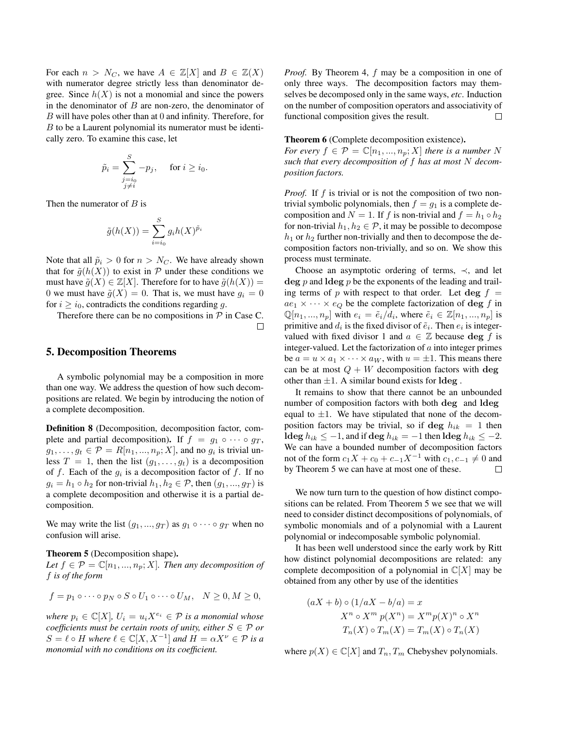For each $n > N_C$, we have $A \in \mathbb{Z}[X]$ and $B \in \mathbb{Z}(X)$ with numerator degree strictly less than denominator degree. Since $h(X)$ is not a monomial and since the powers in the denominator of $B$ are non-zero, the denominator of $B$ will have poles other than at 0 and infinity. Therefore, for $B$ to be a Laurent polynomial its numerator must be identically zero. To examine this case, let

$$\tilde{p}_i = \sum_{\substack{j=i_0 \\ j \neq i}}^{S} -p_j, \quad \text{for } i \geq i_0.$$

Then the numerator of $B$ is

$$\tilde{g}(h(X)) = \sum_{i=i_0}^{S} g_i h(X)^{\tilde{p}_i}$$

Note that all $\tilde{p}_i > 0$ for $n > N_C$. We have already shown that for $\tilde{g}(h(X))$ to exist in $\mathcal{P}$ under these conditions we must have $\tilde{g}(X) \in \mathbb{Z}[X]$. Therefore for to have $\tilde{g}(h(X)) = 0$ we must have $\tilde{g}(X) = 0$. That is, we must have $g_i = 0$ for $i \geq i_0$, contradicts the conditions regarding $g$.

Therefore there can be no compositions in $\mathcal{P}$ in Case C. □

## 5. Decomposition Theorems

A symbolic polynomial may be a composition in more than one way. We address the question of how such decompositions are related. We begin by introducing the notion of a complete decomposition.

**Definition 8** (Decomposition, decomposition factor, complete and partial decomposition)**.** If $f = g_1 \circ \cdots \circ g_T$, $g_1, \ldots, g_t \in \mathcal{P} = R[n_1, ..., n_p; X]$, and no $g_i$ is trivial unless $T = 1$, then the list $(g_1, \ldots, g_t)$ is a decomposition of $f$. Each of the $g_i$ is a decomposition factor of $f$. If no $g_i = h_1 \circ h_2$ for non-trivial $h_1, h_2 \in \mathcal{P}$, then $(g_1, ..., g_T)$ is a complete decomposition and otherwise it is a partial decomposition.

We may write the list $(g_1, ..., g_T)$ as $g_1 \circ \cdots \circ g_T$ when no confusion will arise.

**Theorem 5** (Decomposition shape)**.**
*Let $f \in \mathcal{P} = \mathbb{C}[n_1, ..., n_p; X]$. Then any decomposition of $f$ is of the form*

$$f = p_1 \circ \cdots \circ p_N \circ S \circ U_1 \circ \cdots \circ U_M, \quad N \geq 0, M \geq 0,$$

*where $p_i \in \mathbb{C}[X]$, $U_i = u_i X^{e_i} \in \mathcal{P}$ is a monomial whose coefficients must be certain roots of unity, either $S \in \mathcal{P}$ or $S = \ell \circ H$ where $\ell \in \mathbb{C}[X, X^{-1}]$ and $H = \alpha X^\nu \in \mathcal{P}$ is a monomial with no conditions on its coefficient.*

*Proof.* By Theorem 4, $f$ may be a composition in one of only three ways. The decomposition factors may themselves be decomposed only in the same ways, *etc*. Induction on the number of composition operators and associativity of functional composition gives the result. □

**Theorem 6** (Complete decomposition existence)**.**
*For every $f \in \mathcal{P} = \mathbb{C}[n_1, ..., n_p; X]$ there is a number $N$ such that every decomposition of $f$ has at most $N$ decomposition factors.*

*Proof.* If $f$ is trivial or is not the composition of two non-trivial symbolic polynomials, then $f = g_1$ is a complete decomposition and $N = 1$. If $f$ is non-trivial and $f = h_1 \circ h_2$ for non-trivial $h_1, h_2 \in \mathcal{P}$, it may be possible to decompose $h_1$ or $h_2$ further non-trivially and then to decompose the decomposition factors non-trivially, and so on. We show this process must terminate.

Choose an asymptotic ordering of terms, $\prec$, and let $\mathbf{deg}\, p$ and $\mathbf{ldeg}\, p$ be the exponents of the leading and trailing terms of $p$ with respect to that order. Let $\mathbf{deg}\, f = a e_1 \times \cdots \times e_Q$ be the complete factorization of $\mathbf{deg}\, f$ in $\mathbb{Q}[n_1, ..., n_p]$ with $e_i = \tilde{e}_i / d_i$, where $\tilde{e}_i \in \mathbb{Z}[n_1, ..., n_p]$ is primitive and $d_i$ is the fixed divisor of $\tilde{e}_i$. Then $e_i$ is integer-valued with fixed divisor 1 and $a \in \mathbb{Z}$ because $\mathbf{deg}\, f$ is integer-valued. Let the factorization of $a$ into integer primes be $a = u \times a_1 \times \cdots \times a_W$, with $u = \pm 1$. This means there can be at most $Q + W$ decomposition factors with $\mathbf{deg}$ other than $\pm 1$. A similar bound exists for $\mathbf{ldeg}$.

It remains to show that there cannot be an unbounded number of composition factors with both $\mathbf{deg}$ and $\mathbf{ldeg}$ equal to $\pm 1$. We have stipulated that none of the decomposition factors may be trivial, so if $\mathbf{deg}\, h_{ik} = 1$ then $\mathbf{ldeg}\, h_{ik} \leq -1$, and if $\mathbf{deg}\, h_{ik} = -1$ then $\mathbf{ldeg}\, h_{ik} \leq -2$. We can have a bounded number of decomposition factors not of the form $c_1 X + c_0 + c_{-1} X^{-1}$ with $c_1, c_{-1} \neq 0$ and by Theorem 5 we can have at most one of these. □

We now turn turn to the question of how distinct compositions can be related. From Theorem 5 we see that we will need to consider distinct decompositions of polynomials, of symbolic monomials and of a polynomial with a Laurent polynomial or indecomposable symbolic polynomial.

It has been well understood since the early work by Ritt how distinct polynomial decompositions are related: any complete decomposition of a polynomial in $\mathbb{C}[X]$ may be obtained from any other by use of the identities

$$\begin{aligned}
(aX + b) \circ (1/aX - b/a) &= x \\
X^n \circ X^m\, p(X^n) &= X^m p(X)^n \circ X^n \\
T_n(X) \circ T_m(X) &= T_m(X) \circ T_n(X)
\end{aligned}$$

where $p(X) \in \mathbb{C}[X]$ and $T_n, T_m$ Chebyshev polynomials.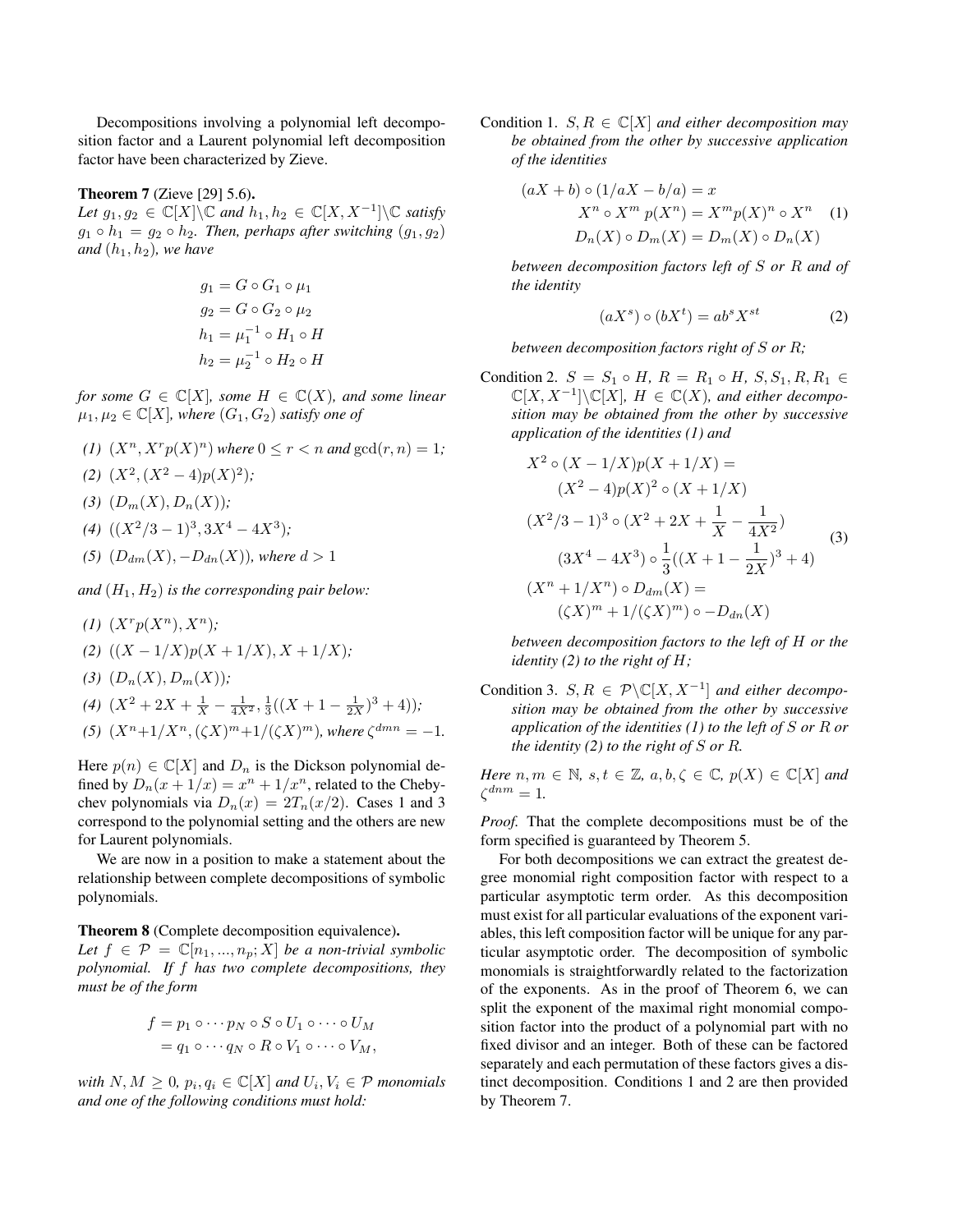Decompositions involving a polynomial left decomposition factor and a Laurent polynomial left decomposition factor have been characterized by Zieve.

**Theorem 7** (Zieve [29] 5.6)**.**
*Let $g_1, g_2 \in \mathbb{C}[X]\backslash\mathbb{C}$ and $h_1, h_2 \in \mathbb{C}[X, X^{-1}]\backslash\mathbb{C}$ satisfy $g_1 \circ h_1 = g_2 \circ h_2$. Then, perhaps after switching $(g_1, g_2)$ and $(h_1, h_2)$, we have*

$$
\begin{aligned}
g_1 &= G \circ G_1 \circ \mu_1 \\
g_2 &= G \circ G_2 \circ \mu_2 \\
h_1 &= \mu_1^{-1} \circ H_1 \circ H \\
h_2 &= \mu_2^{-1} \circ H_2 \circ H
\end{aligned}
$$

*for some $G \in \mathbb{C}[X]$, some $H \in \mathbb{C}(X)$, and some linear $\mu_1, \mu_2 \in \mathbb{C}[X]$, where $(G_1, G_2)$ satisfy one of*

*(1) $(X^n, X^r p(X)^n)$ where $0 \leq r < n$ and $\gcd(r, n) = 1$;*

*(2) $(X^2, (X^2 - 4)p(X)^2)$;*

*(3) $(D_m(X), D_n(X))$;*

*(4) $((X^2/3 - 1)^3, 3X^4 - 4X^3)$;*

*(5) $(D_{dm}(X), -D_{dn}(X))$, where $d > 1$*

*and $(H_1, H_2)$ is the corresponding pair below:*

*(1) $(X^r p(X^n), X^n)$;*

*(2) $((X - 1/X)p(X + 1/X), X + 1/X)$;*

*(3) $(D_n(X), D_m(X))$;*

*(4) $(X^2 + 2X + \frac{1}{X} - \frac{1}{4X^2}, \frac{1}{3}((X + 1 - \frac{1}{2X})^3 + 4))$;*

*(5) $(X^n + 1/X^n, (\zeta X)^m + 1/(\zeta X)^m)$, where $\zeta^{dmn} = -1$.*

Here $p(n) \in \mathbb{C}[X]$ and $D_n$ is the Dickson polynomial defined by $D_n(x + 1/x) = x^n + 1/x^n$, related to the Chebychev polynomials via $D_n(x) = 2T_n(x/2)$. Cases 1 and 3 correspond to the polynomial setting and the others are new for Laurent polynomials.

We are now in a position to make a statement about the relationship between complete decompositions of symbolic polynomials.

**Theorem 8** (Complete decomposition equivalence)**.**
*Let $f \in \mathcal{P} = \mathbb{C}[n_1, ..., n_p; X]$ be a non-trivial symbolic polynomial. If $f$ has two complete decompositions, they must be of the form*

$$
\begin{aligned}
f &= p_1 \circ \cdots \circ p_N \circ S \circ U_1 \circ \cdots \circ U_M \\
&= q_1 \circ \cdots \circ q_N \circ R \circ V_1 \circ \cdots \circ V_M,
\end{aligned}
$$

*with $N, M \geq 0$, $p_i, q_i \in \mathbb{C}[X]$ and $U_i, V_i \in \mathcal{P}$ monomials and one of the following conditions must hold:*

Condition 1. *$S, R \in \mathbb{C}[X]$ and either decomposition may be obtained from the other by successive application of the identities*

$$
\begin{aligned}
(aX + b) \circ (1/aX - b/a) &= x \\
X^n \circ X^m\, p(X^n) &= X^m p(X)^n \circ X^n \\
D_n(X) \circ D_m(X) &= D_m(X) \circ D_n(X)
\end{aligned}
\tag{1}
$$

*between decomposition factors left of $S$ or $R$ and of the identity*

$$
(aX^s) \circ (bX^t) = ab^s X^{st} \tag{2}
$$

*between decomposition factors right of $S$ or $R$;*

Condition 2. *$S = S_1 \circ H$, $R = R_1 \circ H$, $S, S_1, R, R_1 \in \mathbb{C}[X, X^{-1}]\backslash\mathbb{C}[X]$, $H \in \mathbb{C}(X)$, and either decomposition may be obtained from the other by successive application of the identities (1) and*

$$
\begin{aligned}
&X^2 \circ (X - 1/X)p(X + 1/X) = \\
&\qquad (X^2 - 4)p(X)^2 \circ (X + 1/X) \\
&(X^2/3 - 1)^3 \circ (X^2 + 2X + \frac{1}{X} - \frac{1}{4X^2}) \\
&\qquad (3X^4 - 4X^3) \circ \frac{1}{3}((X + 1 - \frac{1}{2X})^3 + 4) \\
&(X^n + 1/X^n) \circ D_{dm}(X) = \\
&\qquad (\zeta X)^m + 1/(\zeta X)^m) \circ -D_{dn}(X)
\end{aligned}
\tag{3}
$$

*between decomposition factors to the left of $H$ or the identity (2) to the right of $H$;*

Condition 3. *$S, R \in \mathcal{P}\backslash\mathbb{C}[X, X^{-1}]$ and either decomposition may be obtained from the other by successive application of the identities (1) to the left of $S$ or $R$ or the identity (2) to the right of $S$ or $R$.*

*Here $n, m \in \mathbb{N}$, $s, t \in \mathbb{Z}$, $a, b, \zeta \in \mathbb{C}$, $p(X) \in \mathbb{C}[X]$ and $\zeta^{dnm} = 1$.*

*Proof.* That the complete decompositions must be of the form specified is guaranteed by Theorem 5.

For both decompositions we can extract the greatest degree monomial right composition factor with respect to a particular asymptotic term order. As this decomposition must exist for all particular evaluations of the exponent variables, this left composition factor will be unique for any particular asymptotic order. The decomposition of symbolic monomials is straightforwardly related to the factorization of the exponents. As in the proof of Theorem 6, we can split the exponent of the maximal right monomial composition factor into the product of a polynomial part with no fixed divisor and an integer. Both of these can be factored separately and each permutation of these factors gives a distinct decomposition. Conditions 1 and 2 are then provided by Theorem 7.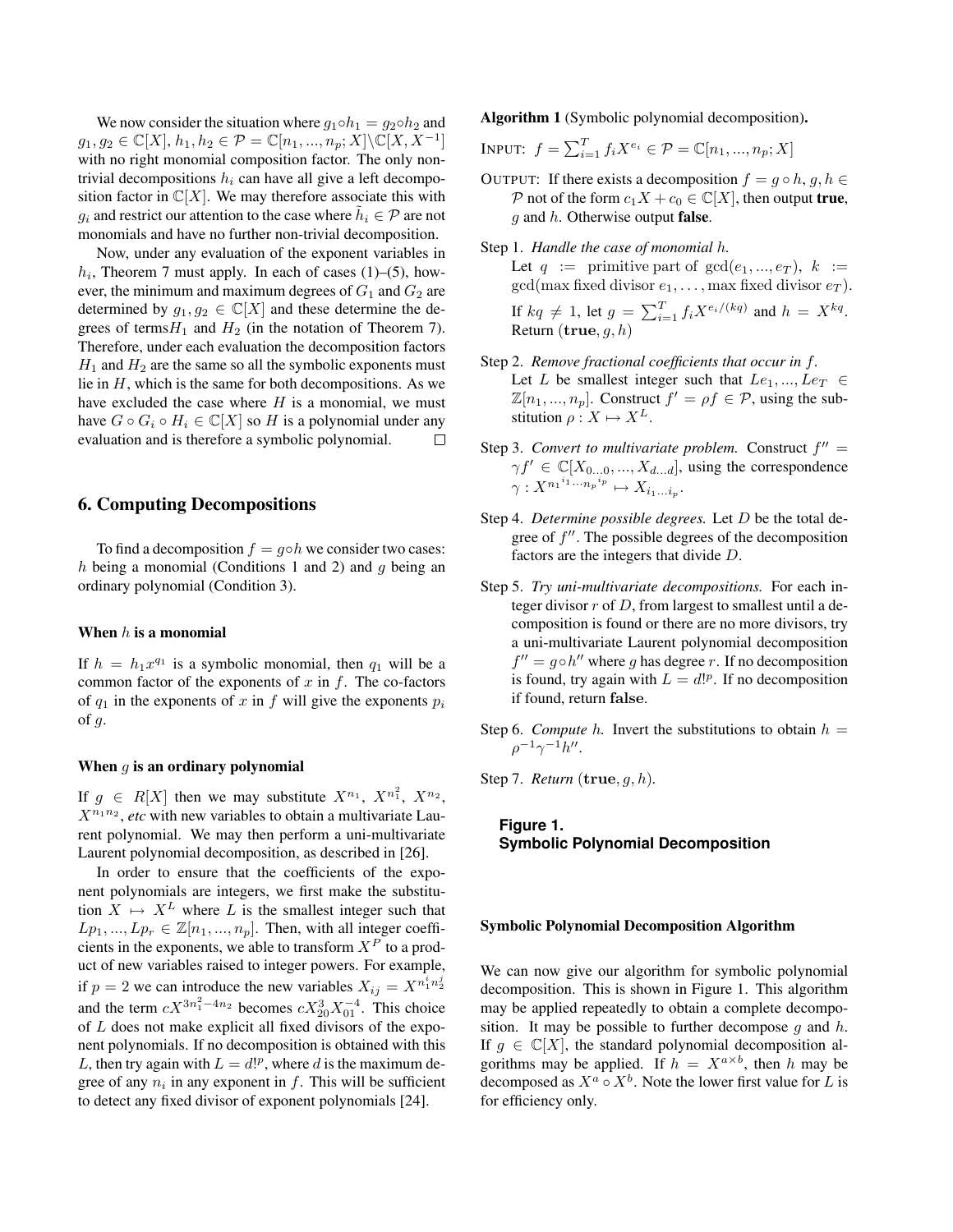We now consider the situation where $g_1 \circ h_1 = g_2 \circ h_2$ and $g_1, g_2 \in \mathbb{C}[X]$, $h_1, h_2 \in \mathcal{P} = \mathbb{C}[n_1, ..., n_p; X] \setminus \mathbb{C}[X, X^{-1}]$ with no right monomial composition factor. The only non-trivial decompositions $h_i$ can have all give a left decomposition factor in $\mathbb{C}[X]$. We may therefore associate this with $g_i$ and restrict our attention to the case where $\tilde{h}_i \in \mathcal{P}$ are not monomials and have no further non-trivial decomposition.

Now, under any evaluation of the exponent variables in $h_i$, Theorem 7 must apply. In each of cases (1)–(5), however, the minimum and maximum degrees of $G_1$ and $G_2$ are determined by $g_1, g_2 \in \mathbb{C}[X]$ and these determine the degrees of terms $H_1$ and $H_2$ (in the notation of Theorem 7). Therefore, under each evaluation the decomposition factors $H_1$ and $H_2$ are the same so all the symbolic exponents must lie in $H$, which is the same for both decompositions. As we have excluded the case where $H$ is a monomial, we must have $G \circ G_i \circ H_i \in \mathbb{C}[X]$ so $H$ is a polynomial under any evaluation and is therefore a symbolic polynomial. $\square$

## 6. Computing Decompositions

To find a decomposition $f = g \circ h$ we consider two cases: $h$ being a monomial (Conditions 1 and 2) and $g$ being an ordinary polynomial (Condition 3).

### When $h$ is a monomial

If $h = h_1 x^{q_1}$ is a symbolic monomial, then $q_1$ will be a common factor of the exponents of $x$ in $f$. The co-factors of $q_1$ in the exponents of $x$ in $f$ will give the exponents $p_i$ of $g$.

### When $g$ is an ordinary polynomial

If $g \in R[X]$ then we may substitute $X^{n_1}$, $X^{n_1^2}$, $X^{n_2}$, $X^{n_1 n_2}$, *etc* with new variables to obtain a multivariate Laurent polynomial. We may then perform a uni-multivariate Laurent polynomial decomposition, as described in [26].

In order to ensure that the coefficients of the exponent polynomials are integers, we first make the substitution $X \mapsto X^L$ where $L$ is the smallest integer such that $Lp_1, ..., Lp_r \in \mathbb{Z}[n_1, ..., n_p]$. Then, with all integer coefficients in the exponents, we able to transform $X^P$ to a product of new variables raised to integer powers. For example, if $p = 2$ we can introduce the new variables $X_{ij} = X^{n_1^i n_2^j}$ and the term $cX^{3n_1^2 - 4n_2}$ becomes $cX_{20}^3 X_{01}^{-4}$. This choice of $L$ does not make explicit all fixed divisors of the exponent polynomials. If no decomposition is obtained with this $L$, then try again with $L = d!^p$, where $d$ is the maximum degree of any $n_i$ in any exponent in $f$. This will be sufficient to detect any fixed divisor of exponent polynomials [24].

**Algorithm 1** (Symbolic polynomial decomposition)**.**

INPUT: $f = \sum_{i=1}^{T} f_i X^{e_i} \in \mathcal{P} = \mathbb{C}[n_1, ..., n_p; X]$

OUTPUT: If there exists a decomposition $f = g \circ h$, $g, h \in \mathcal{P}$ not of the form $c_1 X + c_0 \in \mathbb{C}[X]$, then output **true**, $g$ and $h$. Otherwise output **false**.

Step 1. *Handle the case of monomial $h$.*
Let $q :=$ primitive part of $\gcd(e_1, ..., e_T)$, $k := \gcd(\text{max fixed divisor } e_1, \ldots, \text{max fixed divisor } e_T)$.
If $kq \neq 1$, let $g = \sum_{i=1}^{T} f_i X^{e_i/(kq)}$ and $h = X^{kq}$. Return $(\mathbf{true}, g, h)$

Step 2. *Remove fractional coefficients that occur in $f$.*
Let $L$ be smallest integer such that $Le_1, ..., Le_T \in \mathbb{Z}[n_1, ..., n_p]$. Construct $f' = \rho f \in \mathcal{P}$, using the substitution $\rho : X \mapsto X^L$.

Step 3. *Convert to multivariate problem.* Construct $f'' = \gamma f' \in \mathbb{C}[X_{0...0}, ..., X_{d...d}]$, using the correspondence $\gamma : X^{n_1{}^{i_1} \cdots n_p{}^{i_p}} \mapsto X_{i_1 \ldots i_p}$.

Step 4. *Determine possible degrees.* Let $D$ be the total degree of $f''$. The possible degrees of the decomposition factors are the integers that divide $D$.

Step 5. *Try uni-multivariate decompositions.* For each integer divisor $r$ of $D$, from largest to smallest until a decomposition is found or there are no more divisors, try a uni-multivariate Laurent polynomial decomposition $f'' = g \circ h''$ where $g$ has degree $r$. If no decomposition is found, try again with $L = d!^p$. If no decomposition if found, return **false**.

Step 6. *Compute $h$.* Invert the substitutions to obtain $h = \rho^{-1} \gamma^{-1} h''$.

Step 7. *Return* $(\mathbf{true}, g, h)$.

**Figure 1. Symbolic Polynomial Decomposition**

### Symbolic Polynomial Decomposition Algorithm

We can now give our algorithm for symbolic polynomial decomposition. This is shown in Figure 1. This algorithm may be applied repeatedly to obtain a complete decomposition. It may be possible to further decompose $g$ and $h$. If $g \in \mathbb{C}[X]$, the standard polynomial decomposition algorithms may be applied. If $h = X^{a \times b}$, then $h$ may be decomposed as $X^a \circ X^b$. Note the lower first value for $L$ is for efficiency only.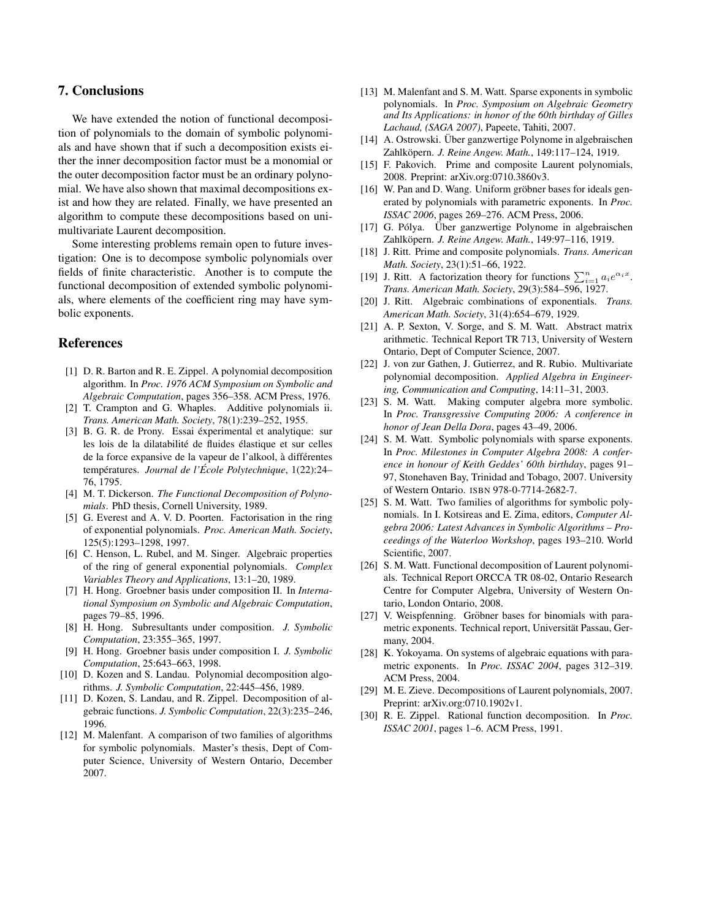## 7. Conclusions

We have extended the notion of functional decomposition of polynomials to the domain of symbolic polynomials and have shown that if such a decomposition exists either the inner decomposition factor must be a monomial or the outer decomposition factor must be an ordinary polynomial. We have also shown that maximal decompositions exist and how they are related. Finally, we have presented an algorithm to compute these decompositions based on uni-multivariate Laurent decomposition.

Some interesting problems remain open to future investigation: One is to decompose symbolic polynomials over fields of finite characteristic. Another is to compute the functional decomposition of extended symbolic polynomials, where elements of the coefficient ring may have symbolic exponents.

## References

[1] D. R. Barton and R. E. Zippel. A polynomial decomposition algorithm. In *Proc. 1976 ACM Symposium on Symbolic and Algebraic Computation*, pages 356–358. ACM Press, 1976.

[2] T. Crampton and G. Whaples. Additive polynomials ii. *Trans. American Math. Society*, 78(1):239–252, 1955.

[3] B. G. R. de Prony. Essai éxperimental et analytique: sur les lois de la dilatabilité de fluides élastique et sur celles de la force expansive de la vapeur de l'alkool, à différentes températures. *Journal de l'École Polytechnique*, 1(22):24–76, 1795.

[4] M. T. Dickerson. *The Functional Decomposition of Polynomials*. PhD thesis, Cornell University, 1989.

[5] G. Everest and A. V. D. Poorten. Factorisation in the ring of exponential polynomials. *Proc. American Math. Society*, 125(5):1293–1298, 1997.

[6] C. Henson, L. Rubel, and M. Singer. Algebraic properties of the ring of general exponential polynomials. *Complex Variables Theory and Applications*, 13:1–20, 1989.

[7] H. Hong. Groebner basis under composition II. In *International Symposium on Symbolic and Algebraic Computation*, pages 79–85, 1996.

[8] H. Hong. Subresultants under composition. *J. Symbolic Computation*, 23:355–365, 1997.

[9] H. Hong. Groebner basis under composition I. *J. Symbolic Computation*, 25:643–663, 1998.

[10] D. Kozen and S. Landau. Polynomial decomposition algorithms. *J. Symbolic Computation*, 22:445–456, 1989.

[11] D. Kozen, S. Landau, and R. Zippel. Decomposition of algebraic functions. *J. Symbolic Computation*, 22(3):235–246, 1996.

[12] M. Malenfant. A comparison of two families of algorithms for symbolic polynomials. Master's thesis, Dept of Computer Science, University of Western Ontario, December 2007.

[13] M. Malenfant and S. M. Watt. Sparse exponents in symbolic polynomials. In *Proc. Symposium on Algebraic Geometry and Its Applications: in honor of the 60th birthday of Gilles Lachaud, (SAGA 2007)*, Papeete, Tahiti, 2007.

[14] A. Ostrowski. Über ganzwertige Polynome in algebraischen Zahlköpern. *J. Reine Angew. Math.*, 149:117–124, 1919.

[15] F. Pakovich. Prime and composite Laurent polynomials, 2008. Preprint: arXiv.org:0710.3860v3.

[16] W. Pan and D. Wang. Uniform gröbner bases for ideals generated by polynomials with parametric exponents. In *Proc. ISSAC 2006*, pages 269–276. ACM Press, 2006.

[17] G. Pólya. Über ganzwertige Polynome in algebraischen Zahlköpern. *J. Reine Angew. Math.*, 149:97–116, 1919.

[18] J. Ritt. Prime and composite polynomials. *Trans. American Math. Society*, 23(1):51–66, 1922.

[19] J. Ritt. A factorization theory for functions $\sum_{i=1}^{n} a_i e^{\alpha_i x}$. *Trans. American Math. Society*, 29(3):584–596, 1927.

[20] J. Ritt. Algebraic combinations of exponentials. *Trans. American Math. Society*, 31(4):654–679, 1929.

[21] A. P. Sexton, V. Sorge, and S. M. Watt. Abstract matrix arithmetic. Technical Report TR 713, University of Western Ontario, Dept of Computer Science, 2007.

[22] J. von zur Gathen, J. Gutierrez, and R. Rubio. Multivariate polynomial decomposition. *Applied Algebra in Engineering, Communication and Computing*, 14:11–31, 2003.

[23] S. M. Watt. Making computer algebra more symbolic. In *Proc. Transgressive Computing 2006: A conference in honor of Jean Della Dora*, pages 43–49, 2006.

[24] S. M. Watt. Symbolic polynomials with sparse exponents. In *Proc. Milestones in Computer Algebra 2008: A conference in honour of Keith Geddes' 60th birthday*, pages 91–97, Stonehaven Bay, Trinidad and Tobago, 2007. University of Western Ontario. ISBN 978-0-7714-2682-7.

[25] S. M. Watt. Two families of algorithms for symbolic polynomials. In I. Kotsireas and E. Zima, editors, *Computer Algebra 2006: Latest Advances in Symbolic Algorithms – Proceedings of the Waterloo Workshop*, pages 193–210. World Scientific, 2007.

[26] S. M. Watt. Functional decomposition of Laurent polynomials. Technical Report ORCCA TR 08-02, Ontario Research Centre for Computer Algebra, University of Western Ontario, London Ontario, 2008.

[27] V. Weispfenning. Gröbner bases for binomials with parametric exponents. Technical report, Universität Passau, Germany, 2004.

[28] K. Yokoyama. On systems of algebraic equations with parametric exponents. In *Proc. ISSAC 2004*, pages 312–319. ACM Press, 2004.

[29] M. E. Zieve. Decompositions of Laurent polynomials, 2007. Preprint: arXiv.org:0710.1902v1.

[30] R. E. Zippel. Rational function decomposition. In *Proc. ISSAC 2001*, pages 1–6. ACM Press, 1991.